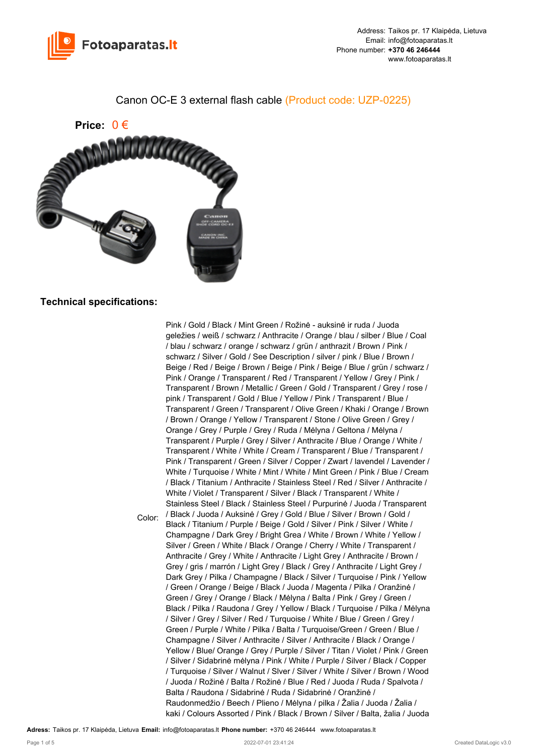Address: Taikos pr. 17 Klaipėda, Lietuva
Email: info@fotoaparatas.lt
Phone number: **+370 46 246444**
www.fotoaparatas.lt

# Canon OC-E 3 external flash cable (Product code: UZP-0225)

**Price:** 0 €

## Technical specifications:

| | |
|---|---|
| Color: | Pink / Gold / Black / Mint Green / Rožinė - auksinė ir ruda / Juoda geležies / weiß / schwarz / Anthracite / Orange / blau / silber / Blue / Coal / blau / schwarz / orange / schwarz / grün / anthrazit / Brown / Pink / schwarz / Silver / Gold / See Description / silver / pink / Blue / Brown / Beige / Red / Beige / Brown / Beige / Pink / Beige / Blue / grün / schwarz / Pink / Orange / Transparent / Red / Transparent / Yellow / Grey / Pink / Transparent / Brown / Metallic / Green / Gold / Transparent / Grey / rose / pink / Transparent / Gold / Blue / Yellow / Pink / Transparent / Blue / Transparent / Green / Transparent / Olive Green / Khaki / Orange / Brown / Brown / Orange / Yellow / Transparent / Stone / Olive Green / Grey / Orange / Grey / Purple / Grey / Ruda / Mėlyna / Geltona / Mėlyna / Transparent / Purple / Grey / Silver / Anthracite / Blue / Orange / White / Transparent / White / White / Cream / Transparent / Blue / Transparent / Pink / Transparent / Green / Silver / Copper / Zwart / lavendel / Lavender / White / Turquoise / White / Mint / White / Mint Green / Pink / Blue / Cream / Black / Titanium / Anthracite / Stainless Steel / Red / Silver / Anthracite / White / Violet / Transparent / Silver / Black / Transparent / White / Stainless Steel / Black / Stainless Steel / Purpurinė / Juoda / Transparent / Black / Juoda / Auksinė / Grey / Gold / Blue / Silver / Brown / Gold / Black / Titanium / Purple / Beige / Gold / Silver / Pink / Silver / White / Champagne / Dark Grey / Bright Grea / White / Brown / White / Yellow / Silver / Green / White / Black / Orange / Cherry / White / Transparent / Anthracite / Grey / White / Anthracite / Light Grey / Anthracite / Brown / Grey / gris / marrón / Light Grey / Black / Grey / Anthracite / Light Grey / Dark Grey / Pilka / Champagne / Black / Silver / Turquoise / Pink / Yellow / Green / Orange / Beige / Black / Juoda / Magenta / Pilka / Oranžinė / Green / Grey / Orange / Black / Mėlyna / Balta / Pink / Grey / Green / Black / Pilka / Raudona / Grey / Yellow / Black / Turquoise / Pilka / Mėlyna / Silver / Grey / Silver / Red / Turquoise / White / Blue / Green / Grey / Green / Purple / White / Pilka / Balta / Turquoise/Green / Green / Blue / Champagne / Silver / Anthracite / Silver / Anthracite / Black / Orange / Yellow / Blue/ Orange / Grey / Purple / Silver / Titan / Violet / Pink / Green / Silver / Sidabrinė mėlyna / Pink / White / Purple / Silver / Black / Copper / Turquoise / Silver / Walnut / Slver / Silver / White / Silver / Brown / Wood / Juoda / Rožinė / Balta / Rožinė / Blue / Red / Juoda / Ruda / Spalvota / Balta / Raudona / Sidabrinė / Ruda / Sidabrinė / Oranžinė / Raudonmedžio / Beech / Plieno / Mėlyna / pilka / Žalia / Juoda / Žalia / kaki / Colours Assorted / Pink / Black / Brown / Silver / Balta, žalia / Juoda |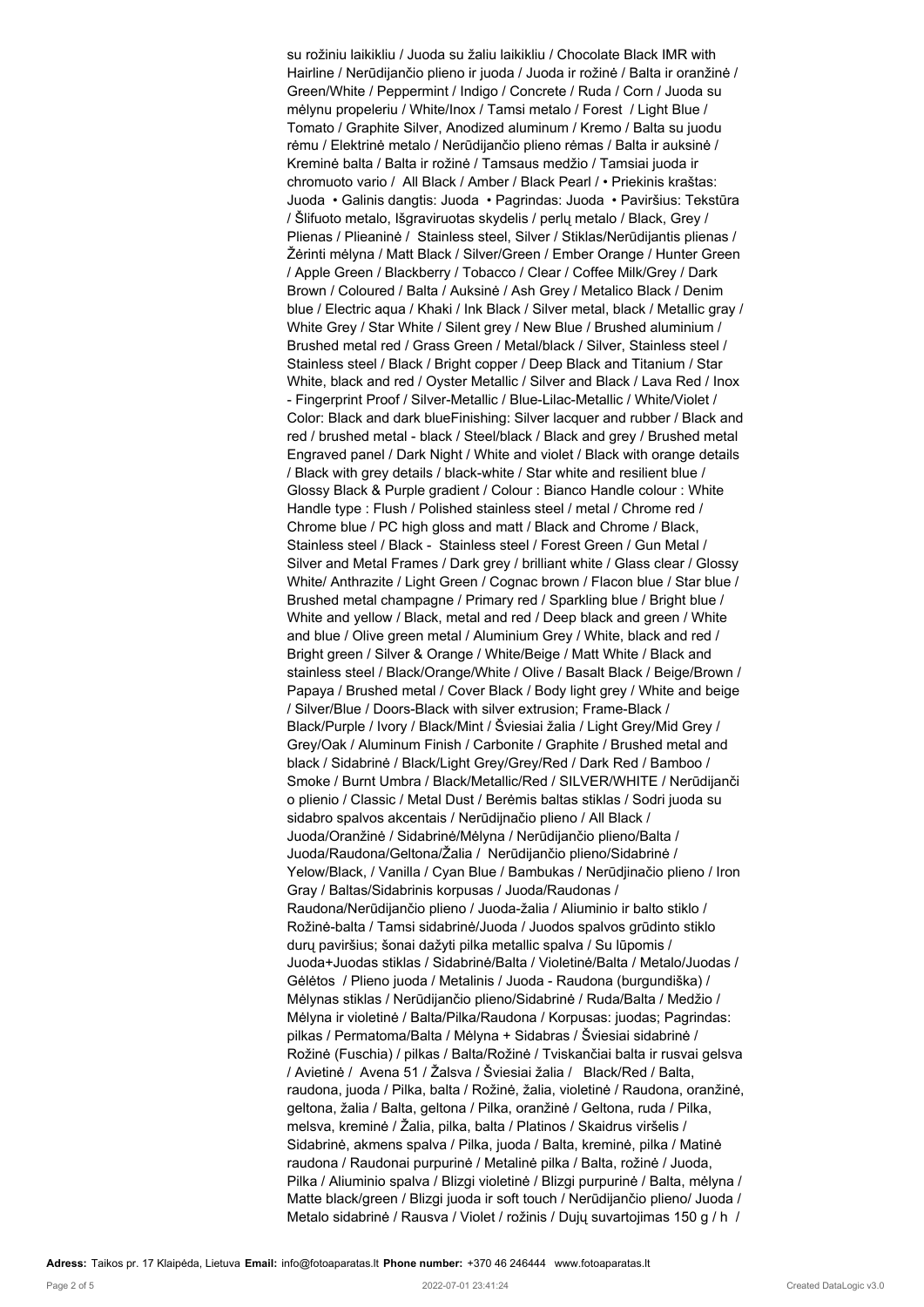su rožiniu laikikliu / Juoda su žaliu laikikliu / Chocolate Black IMR with Hairline / Nerūdijančio plieno ir juoda / Juoda ir rožinė / Balta ir oranžinė / Green/White / Peppermint / Indigo / Concrete / Ruda / Corn / Juoda su mėlynu propeleriu / White/Inox / Tamsi metalo / Forest / Light Blue / Tomato / Graphite Silver, Anodized aluminum / Kremo / Balta su juodu rėmu / Elektrinė metalo / Nerūdijančio plieno rėmas / Balta ir auksinė / Kreminė balta / Balta ir rožinė / Tamsaus medžio / Tamsiai juoda ir chromuoto vario / All Black / Amber / Black Pearl / • Priekinis kraštas: Juoda • Galinis dangtis: Juoda • Pagrindas: Juoda • Paviršius: Tekstūra / Šlifuoto metalo, Išgraviruotas skydelis / perlų metalo / Black, Grey / Plienas / Plieaninė / Stainless steel, Silver / Stiklas/Nerūdijantis plienas / Žėrinti mėlyna / Matt Black / Silver/Green / Ember Orange / Hunter Green / Apple Green / Blackberry / Tobacco / Clear / Coffee Milk/Grey / Dark Brown / Coloured / Balta / Auksinė / Ash Grey / Metalico Black / Denim blue / Electric aqua / Khaki / Ink Black / Silver metal, black / Metallic gray / White Grey / Star White / Silent grey / New Blue / Brushed aluminium / Brushed metal red / Grass Green / Metal/black / Silver, Stainless steel / Stainless steel / Black / Bright copper / Deep Black and Titanium / Star White, black and red / Oyster Metallic / Silver and Black / Lava Red / Inox - Fingerprint Proof / Silver-Metallic / Blue-Lilac-Metallic / White/Violet / Color: Black and dark blueFinishing: Silver lacquer and rubber / Black and red / brushed metal - black / Steel/black / Black and grey / Brushed metal Engraved panel / Dark Night / White and violet / Black with orange details / Black with grey details / black-white / Star white and resilient blue / Glossy Black & Purple gradient / Colour : Bianco Handle colour : White Handle type : Flush / Polished stainless steel / metal / Chrome red / Chrome blue / PC high gloss and matt / Black and Chrome / Black, Stainless steel / Black - Stainless steel / Forest Green / Gun Metal / Silver and Metal Frames / Dark grey / brilliant white / Glass clear / Glossy White/ Anthrazite / Light Green / Cognac brown / Flacon blue / Star blue / Brushed metal champagne / Primary red / Sparkling blue / Bright blue / White and yellow / Black, metal and red / Deep black and green / White and blue / Olive green metal / Aluminium Grey / White, black and red / Bright green / Silver & Orange / White/Beige / Matt White / Black and stainless steel / Black/Orange/White / Olive / Basalt Black / Beige/Brown / Papaya / Brushed metal / Cover Black / Body light grey / White and beige / Silver/Blue / Doors-Black with silver extrusion; Frame-Black / Black/Purple / Ivory / Black/Mint / Šviesiai žalia / Light Grey/Mid Grey / Grey/Oak / Aluminum Finish / Carbonite / Graphite / Brushed metal and black / Sidabrinė / Black/Light Grey/Grey/Red / Dark Red / Bamboo / Smoke / Burnt Umbra / Black/Metallic/Red / SILVER/WHITE / Nerūdijanči o plienio / Classic / Metal Dust / Berėmis baltas stiklas / Sodri juoda su sidabro spalvos akcentais / Nerūdijnačio plieno / All Black / Juoda/Oranžinė / Sidabrinė/Mėlyna / Nerūdijančio plieno/Balta / Juoda/Raudona/Geltona/Žalia / Nerūdijančio plieno/Sidabrinė / Yellow/Black, / Vanilla / Cyan Blue / Bambukas / Nerūdjinačio plieno / Iron Gray / Baltas/Sidabrinis korpusas / Juoda/Raudonas / Raudona/Nerūdijančio plieno / Juoda-žalia / Aliuminio ir balto stiklo / Rožinė-balta / Tamsi sidabrinė/Juoda / Juodos spalvos grūdinto stiklo durų paviršius; šonai dažyti pilka metallic spalva / Su lūpomis / Juoda+Juodas stiklas / Sidabrinė/Balta / Violetinė/Balta / Metalo/Juodas / Gėlėtos / Plieno juoda / Metalinis / Juoda - Raudona (burgundiška) / Mėlynas stiklas / Nerūdijančio plieno/Sidabrinė / Ruda/Balta / Medžio / Mėlyna ir violetinė / Balta/Pilka/Raudona / Korpusas: juodas; Pagrindas: pilkas / Permatoma/Balta / Mėlyna + Sidabras / Šviesiai sidabrinė / Rožinė (Fuschia) / pilkas / Balta/Rožinė / Tviskančiai balta ir rusvai gelsva / Avietinė / Avena 51 / Žalsva / Šviesiai žalia / Black/Red / Balta, raudona, juoda / Pilka, balta / Rožinė, žalia, violetinė / Raudona, oranžinė, geltona, žalia / Balta, geltona / Pilka, oranžinė / Geltona, ruda / Pilka, melsva, kreminė / Žalia, pilka, balta / Platinos / Skaidrus viršelis / Sidabrinė, akmens spalva / Pilka, juoda / Balta, kreminė, pilka / Matinė raudona / Raudonai purpurinė / Metalinė pilka / Balta, rožinė / Juoda, Pilka / Aliuminio spalva / Blizgi violetinė / Blizgi purpurinė / Balta, mėlyna / Matte black/green / Blizgi juoda ir soft touch / Nerūdijančio plieno/ Juoda / Metalo sidabrinė / Rausva / Violet / rožinis / Dujų suvartojimas 150 g / h /

**Adress:** Taikos pr. 17 Klaipėda, Lietuva **Email:** info@fotoaparatas.lt **Phone number:** +370 46 246444 www.fotoaparatas.lt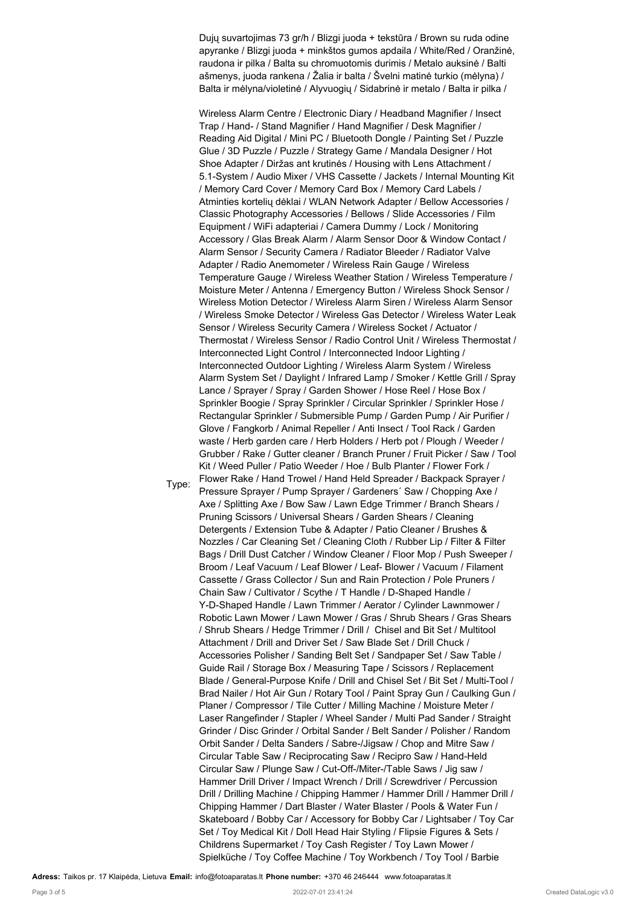Dujų suvartojimas 73 gr/h / Blizgi juoda + tekstūra / Brown su ruda odine apyranke / Blizgi juoda + minkštos gumos apdaila / White/Red / Oranžinė, raudona ir pilka / Balta su chromuotomis durimis / Metalo auksinė / Balti ašmenys, juoda rankena / Žalia ir balta / Švelni matinė turkio (mėlyna) / Balta ir mėlyna/violetinė / Alyvuogių / Sidabrinė ir metalo / Balta ir pilka /

Type: Wireless Alarm Centre / Electronic Diary / Headband Magnifier / Insect Trap / Hand- / Stand Magnifier / Hand Magnifier / Desk Magnifier / Reading Aid Digital / Mini PC / Bluetooth Dongle / Painting Set / Puzzle Glue / 3D Puzzle / Puzzle / Strategy Game / Mandala Designer / Hot Shoe Adapter / Diržas ant krutinės / Housing with Lens Attachment / 5.1-System / Audio Mixer / VHS Cassette / Jackets / Internal Mounting Kit / Memory Card Cover / Memory Card Box / Memory Card Labels / Atminties kortelių dėklai / WLAN Network Adapter / Bellow Accessories / Classic Photography Accessories / Bellows / Slide Accessories / Film Equipment / WiFi adapteriai / Camera Dummy / Lock / Monitoring Accessory / Glas Break Alarm / Alarm Sensor Door & Window Contact / Alarm Sensor / Security Camera / Radiator Bleeder / Radiator Valve Adapter / Radio Anemometer / Wireless Rain Gauge / Wireless Temperature Gauge / Wireless Weather Station / Wireless Temperature / Moisture Meter / Antenna / Emergency Button / Wireless Shock Sensor / Wireless Motion Detector / Wireless Alarm Siren / Wireless Alarm Sensor / Wireless Smoke Detector / Wireless Gas Detector / Wireless Water Leak Sensor / Wireless Security Camera / Wireless Socket / Actuator / Thermostat / Wireless Sensor / Radio Control Unit / Wireless Thermostat / Interconnected Light Control / Interconnected Indoor Lighting / Interconnected Outdoor Lighting / Wireless Alarm System / Wireless Alarm System Set / Daylight / Infrared Lamp / Smoker / Kettle Grill / Spray Lance / Sprayer / Spray / Garden Shower / Hose Reel / Hose Box / Sprinkler Boogie / Spray Sprinkler / Circular Sprinkler / Sprinkler Hose / Rectangular Sprinkler / Submersible Pump / Garden Pump / Air Purifier / Glove / Fangkorb / Animal Repeller / Anti Insect / Tool Rack / Garden waste / Herb garden care / Herb Holders / Herb pot / Plough / Weeder / Grubber / Rake / Gutter cleaner / Branch Pruner / Fruit Picker / Saw / Tool Kit / Weed Puller / Patio Weeder / Hoe / Bulb Planter / Flower Fork / Flower Rake / Hand Trowel / Hand Held Spreader / Backpack Sprayer / Pressure Sprayer / Pump Sprayer / Gardeners´ Saw / Chopping Axe / Axe / Splitting Axe / Bow Saw / Lawn Edge Trimmer / Branch Shears / Pruning Scissors / Universal Shears / Garden Shears / Cleaning Detergents / Extension Tube & Adapter / Patio Cleaner / Brushes & Nozzles / Car Cleaning Set / Cleaning Cloth / Rubber Lip / Filter & Filter Bags / Drill Dust Catcher / Window Cleaner / Floor Mop / Push Sweeper / Broom / Leaf Vacuum / Leaf Blower / Leaf- Blower / Vacuum / Filament Cassette / Grass Collector / Sun and Rain Protection / Pole Pruners / Chain Saw / Cultivator / Scythe / T Handle / D-Shaped Handle / Y-D-Shaped Handle / Lawn Trimmer / Aerator / Cylinder Lawnmower / Robotic Lawn Mower / Lawn Mower / Gras / Shrub Shears / Gras Shears / Shrub Shears / Hedge Trimmer / Drill / Chisel and Bit Set / Multitool Attachment / Drill and Driver Set / Saw Blade Set / Drill Chuck / Accessories Polisher / Sanding Belt Set / Sandpaper Set / Saw Table / Guide Rail / Storage Box / Measuring Tape / Scissors / Replacement Blade / General-Purpose Knife / Drill and Chisel Set / Bit Set / Multi-Tool / Brad Nailer / Hot Air Gun / Rotary Tool / Paint Spray Gun / Caulking Gun / Planer / Compressor / Tile Cutter / Milling Machine / Moisture Meter / Laser Rangefinder / Stapler / Wheel Sander / Multi Pad Sander / Straight Grinder / Disc Grinder / Orbital Sander / Belt Sander / Polisher / Random Orbit Sander / Delta Sanders / Sabre-/Jigsaw / Chop and Mitre Saw / Circular Table Saw / Reciprocating Saw / Recipro Saw / Hand-Held Circular Saw / Plunge Saw / Cut-Off-/Miter-/Table Saws / Jig saw / Hammer Drill Driver / Impact Wrench / Drill / Screwdriver / Percussion Drill / Drilling Machine / Chipping Hammer / Hammer Drill / Hammer Drill / Chipping Hammer / Dart Blaster / Water Blaster / Pools & Water Fun / Skateboard / Bobby Car / Accessory for Bobby Car / Lightsaber / Toy Car Set / Toy Medical Kit / Doll Head Hair Styling / Flipsie Figures & Sets / Childrens Supermarket / Toy Cash Register / Toy Lawn Mower / Spielküche / Toy Coffee Machine / Toy Workbench / Toy Tool / Barbie

**Adress:** Taikos pr. 17 Klaipėda, Lietuva **Email:** info@fotoaparatas.lt **Phone number:** +370 46 246444 www.fotoaparatas.lt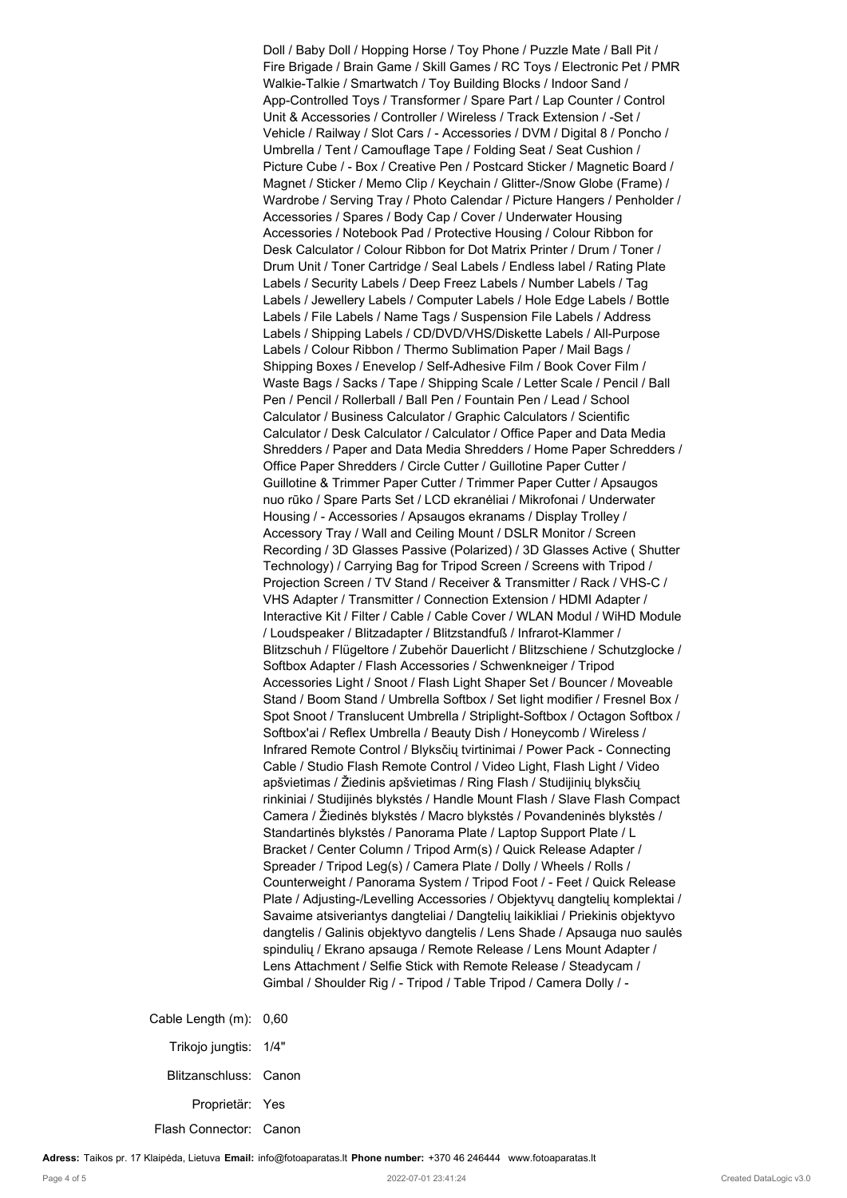Doll / Baby Doll / Hopping Horse / Toy Phone / Puzzle Mate / Ball Pit / Fire Brigade / Brain Game / Skill Games / RC Toys / Electronic Pet / PMR Walkie-Talkie / Smartwatch / Toy Building Blocks / Indoor Sand / App-Controlled Toys / Transformer / Spare Part / Lap Counter / Control Unit & Accessories / Controller / Wireless / Track Extension / -Set / Vehicle / Railway / Slot Cars / - Accessories / DVM / Digital 8 / Poncho / Umbrella / Tent / Camouflage Tape / Folding Seat / Seat Cushion / Picture Cube / - Box / Creative Pen / Postcard Sticker / Magnetic Board / Magnet / Sticker / Memo Clip / Keychain / Glitter-/Snow Globe (Frame) / Wardrobe / Serving Tray / Photo Calendar / Picture Hangers / Penholder / Accessories / Spares / Body Cap / Cover / Underwater Housing Accessories / Notebook Pad / Protective Housing / Colour Ribbon for Desk Calculator / Colour Ribbon for Dot Matrix Printer / Drum / Toner / Drum Unit / Toner Cartridge / Seal Labels / Endless label / Rating Plate Labels / Security Labels / Deep Freez Labels / Number Labels / Tag Labels / Jewellery Labels / Computer Labels / Hole Edge Labels / Bottle Labels / File Labels / Name Tags / Suspension File Labels / Address Labels / Shipping Labels / CD/DVD/VHS/Diskette Labels / All-Purpose Labels / Colour Ribbon / Thermo Sublimation Paper / Mail Bags / Shipping Boxes / Enevelop / Self-Adhesive Film / Book Cover Film / Waste Bags / Sacks / Tape / Shipping Scale / Letter Scale / Pencil / Ball Pen / Pencil / Rollerball / Ball Pen / Fountain Pen / Lead / School Calculator / Business Calculator / Graphic Calculators / Scientific Calculator / Desk Calculator / Calculator / Office Paper and Data Media Shredders / Paper and Data Media Shredders / Home Paper Schredders / Office Paper Shredders / Circle Cutter / Guillotine Paper Cutter / Guillotine & Trimmer Paper Cutter / Trimmer Paper Cutter / Apsaugos nuo rūko / Spare Parts Set / LCD ekranėliai / Mikrofonai / Underwater Housing / - Accessories / Apsaugos ekranams / Display Trolley / Accessory Tray / Wall and Ceiling Mount / DSLR Monitor / Screen Recording / 3D Glasses Passive (Polarized) / 3D Glasses Active ( Shutter Technology) / Carrying Bag for Tripod Screen / Screens with Tripod / Projection Screen / TV Stand / Receiver & Transmitter / Rack / VHS-C / VHS Adapter / Transmitter / Connection Extension / HDMI Adapter / Interactive Kit / Filter / Cable / Cable Cover / WLAN Modul / WiHD Module / Loudspeaker / Blitzadapter / Blitzstandfuß / Infrarot-Klammer / Blitzschuh / Flügeltore / Zubehör Dauerlicht / Blitzschiene / Schutzglocke / Softbox Adapter / Flash Accessories / Schwenkneiger / Tripod Accessories Light / Snoot / Flash Light Shaper Set / Bouncer / Moveable Stand / Boom Stand / Umbrella Softbox / Set light modifier / Fresnel Box / Spot Snoot / Translucent Umbrella / Striplight-Softbox / Octagon Softbox / Softbox'ai / Reflex Umbrella / Beauty Dish / Honeycomb / Wireless / Infrared Remote Control / Blykščių tvirtinimai / Power Pack - Connecting Cable / Studio Flash Remote Control / Video Light, Flash Light / Video apšvietimas / Žiedinis apšvietimas / Ring Flash / Studijinių blykščių rinkiniai / Studijinės blykstės / Handle Mount Flash / Slave Flash Compact Camera / Žiedinės blykstės / Macro blykstės / Povandeninės blykstės / Standartinės blykstės / Panorama Plate / Laptop Support Plate / L Bracket / Center Column / Tripod Arm(s) / Quick Release Adapter / Spreader / Tripod Leg(s) / Camera Plate / Dolly / Wheels / Rolls / Counterweight / Panorama System / Tripod Foot / - Feet / Quick Release Plate / Adjusting-/Levelling Accessories / Objektyvų dangtelių komplektai / Savaime atsiveriantys dangteliai / Dangtelių laikikliai / Priekinis objektyvo dangtelis / Galinis objektyvo dangtelis / Lens Shade / Apsauga nuo saulės spindulių / Ekrano apsauga / Remote Release / Lens Mount Adapter / Lens Attachment / Selfie Stick with Remote Release / Steadycam / Gimbal / Shoulder Rig / - Tripod / Table Tripod / Camera Dolly / -

| | |
|---|---|
| Cable Length (m): | 0,60 |
| Trikojo jungtis: | 1/4" |
| Blitzanschluss: | Canon |
| Proprietär: | Yes |
| Flash Connector: | Canon |

**Adress:** Taikos pr. 17 Klaipėda, Lietuva **Email:** info@fotoaparatas.lt **Phone number:** +370 46 246444 www.fotoaparatas.lt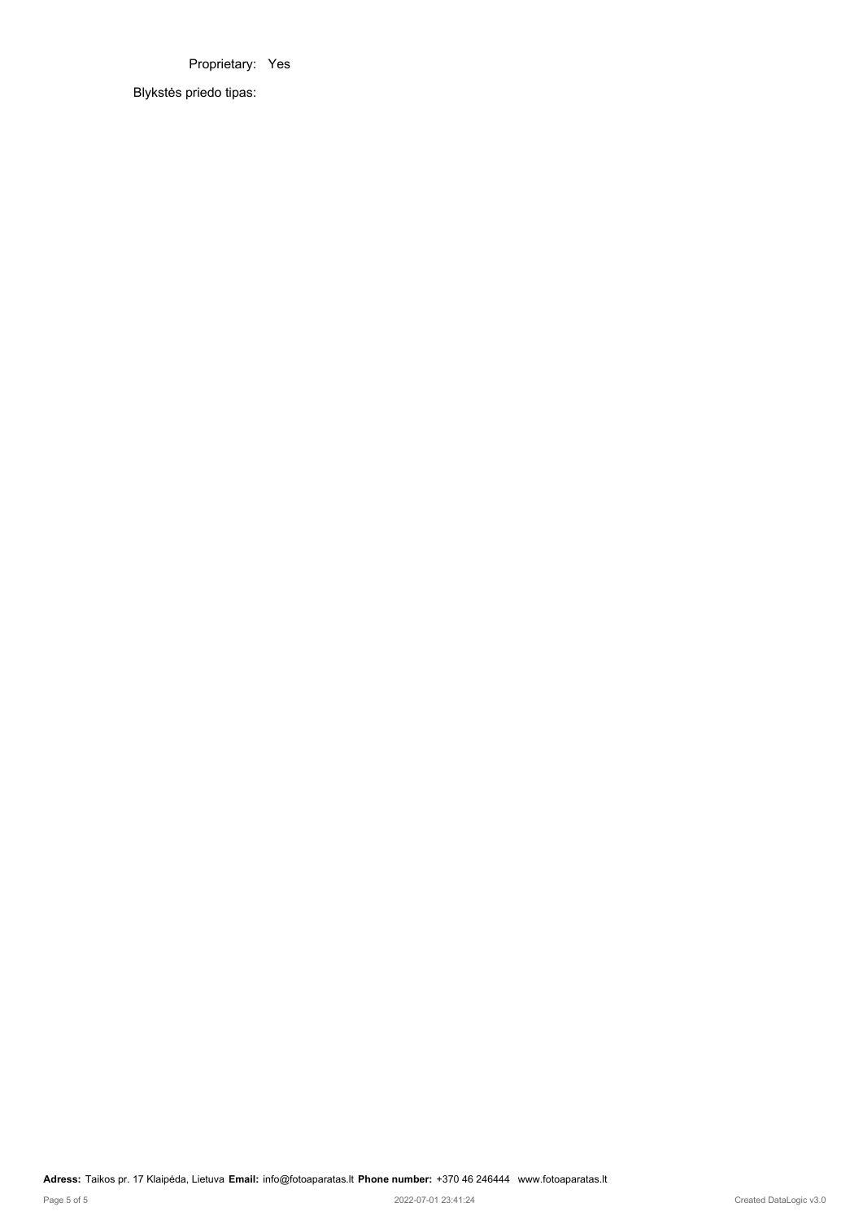Proprietary: Yes

Blykstės priedo tipas:

**Adress:** Taikos pr. 17 Klaipėda, Lietuva **Email:** info@fotoaparatas.lt **Phone number:** +370 46 246444 www.fotoaparatas.lt